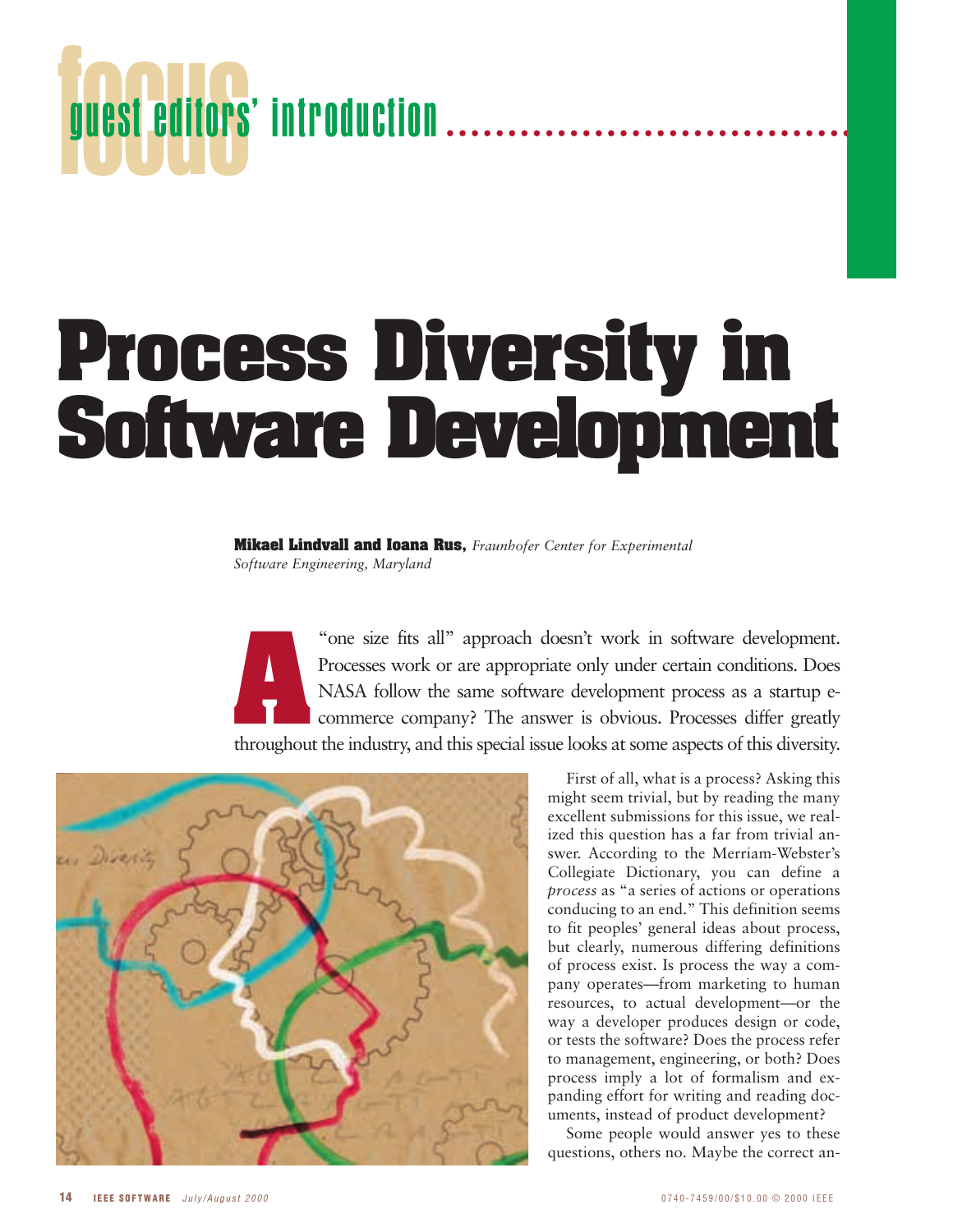focus guest editors' introduction

# Process Diversity in Software Development

**Mikael Lindvall and Ioana Rus,** *Fraunhofer Center for Experimental Software Engineering, Maryland*

A "one size fits all" approach doesn't work in software development. Processes work or are appropriate only under certain conditions. Does NASA follow the same software development process as a startup e-commerce company? The answer is obvious. Processes differ greatly throughout the industry, and this special issue looks at some aspects of this diversity.

First of all, what is a process? Asking this might seem trivial, but by reading the many excellent submissions for this issue, we realized this question has a far from trivial answer. According to the Merriam-Webster's Collegiate Dictionary, you can define a *process* as "a series of actions or operations conducing to an end." This definition seems to fit peoples' general ideas about process, but clearly, numerous differing definitions of process exist. Is process the way a company operates—from marketing to human resources, to actual development—or the way a developer produces design or code, or tests the software? Does the process refer to management, engineering, or both? Does process imply a lot of formalism and expanding effort for writing and reading documents, instead of product development?

Some people would answer yes to these questions, others no. Maybe the correct an-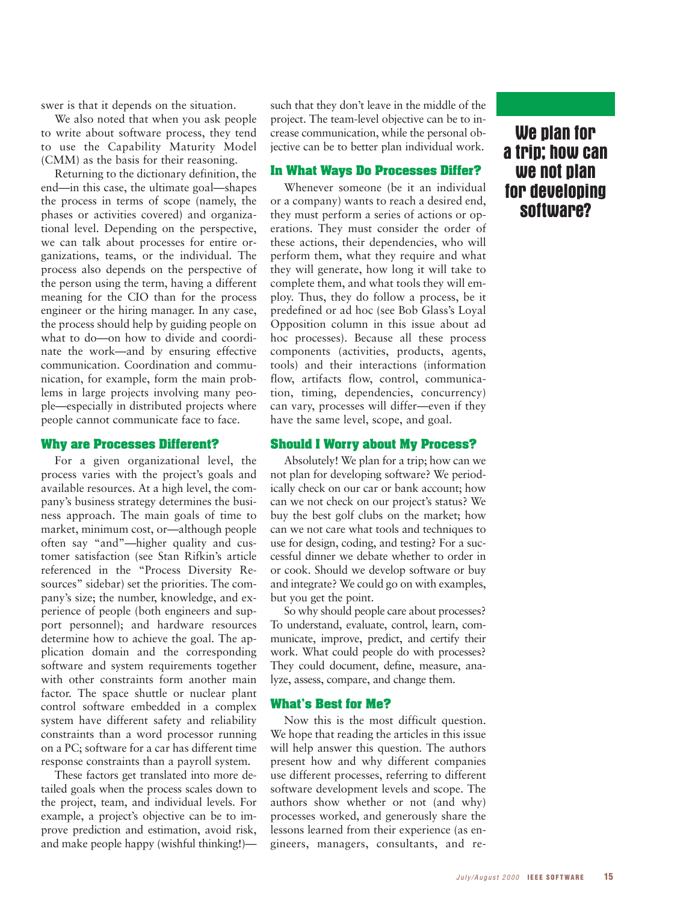swer is that it depends on the situation.

We also noted that when you ask people to write about software process, they tend to use the Capability Maturity Model (CMM) as the basis for their reasoning.

Returning to the dictionary definition, the end—in this case, the ultimate goal—shapes the process in terms of scope (namely, the phases or activities covered) and organizational level. Depending on the perspective, we can talk about processes for entire organizations, teams, or the individual. The process also depends on the perspective of the person using the term, having a different meaning for the CIO than for the process engineer or the hiring manager. In any case, the process should help by guiding people on what to do—on how to divide and coordinate the work—and by ensuring effective communication. Coordination and communication, for example, form the main problems in large projects involving many people—especially in distributed projects where people cannot communicate face to face.

### Why are Processes Different?

For a given organizational level, the process varies with the project's goals and available resources. At a high level, the company's business strategy determines the business approach. The main goals of time to market, minimum cost, or—although people often say "and"—higher quality and customer satisfaction (see Stan Rifkin's article referenced in the "Process Diversity Resources" sidebar) set the priorities. The company's size; the number, knowledge, and experience of people (both engineers and support personnel); and hardware resources determine how to achieve the goal. The application domain and the corresponding software and system requirements together with other constraints form another main factor. The space shuttle or nuclear plant control software embedded in a complex system have different safety and reliability constraints than a word processor running on a PC; software for a car has different time response constraints than a payroll system.

These factors get translated into more detailed goals when the process scales down to the project, team, and individual levels. For example, a project's objective can be to improve prediction and estimation, avoid risk, and make people happy (wishful thinking!)—such that they don't leave in the middle of the project. The team-level objective can be to increase communication, while the personal objective can be to better plan individual work.

### In What Ways Do Processes Differ?

Whenever someone (be it an individual or a company) wants to reach a desired end, they must perform a series of actions or operations. They must consider the order of these actions, their dependencies, who will perform them, what they require and what they will generate, how long it will take to complete them, and what tools they will employ. Thus, they do follow a process, be it predefined or ad hoc (see Bob Glass's Loyal Opposition column in this issue about ad hoc processes). Because all these process components (activities, products, agents, tools) and their interactions (information flow, artifacts flow, control, communication, timing, dependencies, concurrency) can vary, processes will differ—even if they have the same level, scope, and goal.

### Should I Worry about My Process?

Absolutely! We plan for a trip; how can we not plan for developing software? We periodically check on our car or bank account; how can we not check on our project's status? We buy the best golf clubs on the market; how can we not care what tools and techniques to use for design, coding, and testing? For a successful dinner we debate whether to order in or cook. Should we develop software or buy and integrate? We could go on with examples, but you get the point.

So why should people care about processes? To understand, evaluate, control, learn, communicate, improve, predict, and certify their work. What could people do with processes? They could document, define, measure, analyze, assess, compare, and change them.

### What's Best for Me?

Now this is the most difficult question. We hope that reading the articles in this issue will help answer this question. The authors present how and why different companies use different processes, referring to different software development levels and scope. The authors show whether or not (and why) processes worked, and generously share the lessons learned from their experience (as engineers, managers, consultants, and re-

**We plan for a trip; how can we not plan for developing software?**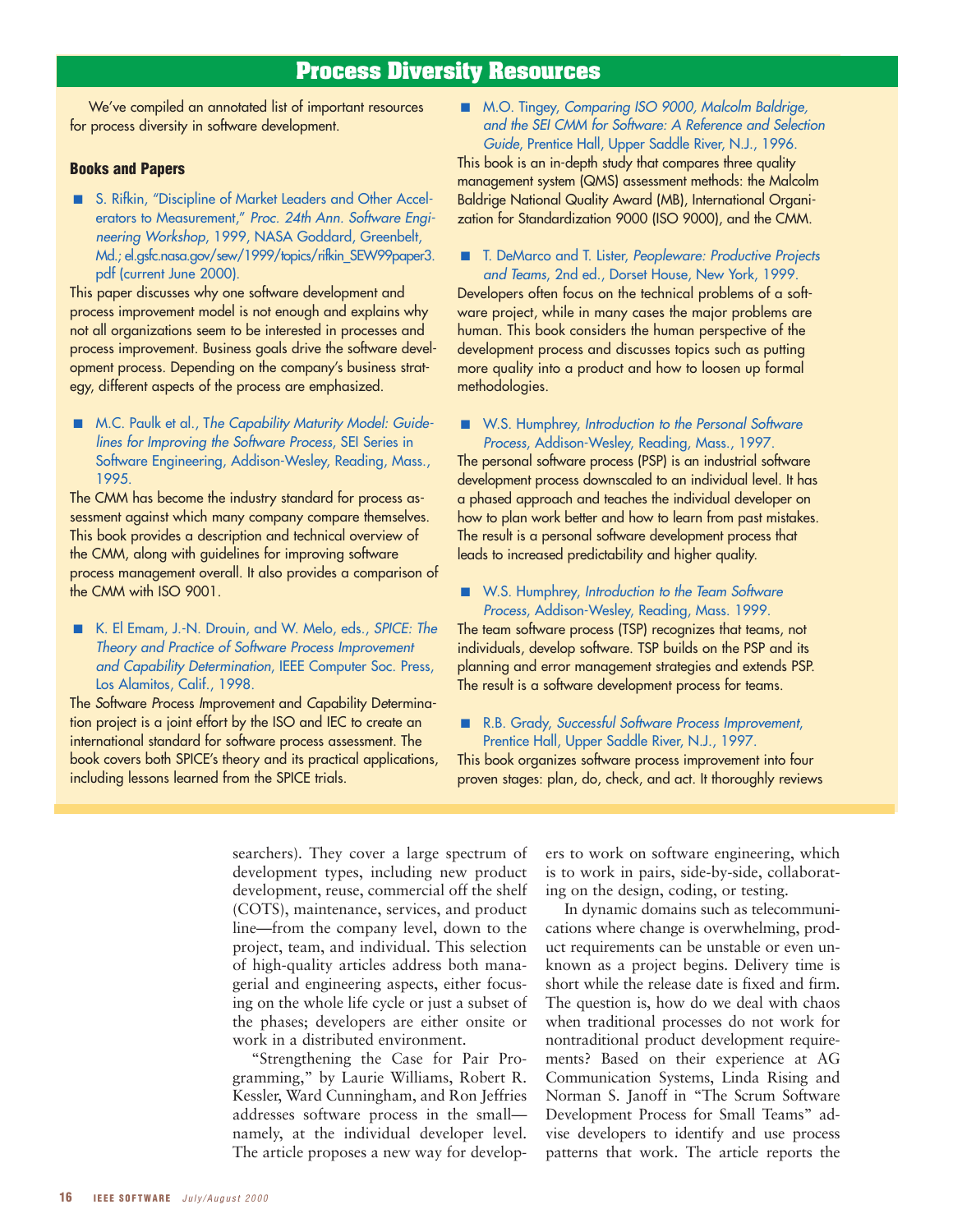## Process Diversity Resources

We've compiled an annotated list of important resources for process diversity in software development.

### Books and Papers

- S. Rifkin, "Discipline of Market Leaders and Other Accelerators to Measurement," *Proc. 24th Ann. Software Engineering Workshop*, 1999, NASA Goddard, Greenbelt, Md.; el.gsfc.nasa.gov/sew/1999/topics/rifkin_SEW99paper3.pdf (current June 2000).

This paper discusses why one software development and process improvement model is not enough and explains why not all organizations seem to be interested in processes and process improvement. Business goals drive the software development process. Depending on the company's business strategy, different aspects of the process are emphasized.

- M.C. Paulk et al., *The Capability Maturity Model: Guidelines for Improving the Software Process*, SEI Series in Software Engineering, Addison-Wesley, Reading, Mass., 1995.

The CMM has become the industry standard for process assessment against which many company compare themselves. This book provides a description and technical overview of the CMM, along with guidelines for improving software process management overall. It also provides a comparison of the CMM with ISO 9001.

- K. El Emam, J.-N. Drouin, and W. Melo, eds., *SPICE: The Theory and Practice of Software Process Improvement and Capability Determination*, IEEE Computer Soc. Press, Los Alamitos, Calif., 1998.

The *S*oftware *P*rocess *I*mprovement and *C*apability D*e*termination project is a joint effort by the ISO and IEC to create an international standard for software process assessment. The book covers both SPICE's theory and its practical applications, including lessons learned from the SPICE trials.

- M.O. Tingey, *Comparing ISO 9000, Malcolm Baldrige, and the SEI CMM for Software: A Reference and Selection Guide*, Prentice Hall, Upper Saddle River, N.J., 1996.

This book is an in-depth study that compares three quality management system (QMS) assessment methods: the Malcolm Baldrige National Quality Award (MB), International Organization for Standardization 9000 (ISO 9000), and the CMM.

- T. DeMarco and T. Lister, *Peopleware: Productive Projects and Teams*, 2nd ed., Dorset House, New York, 1999.

Developers often focus on the technical problems of a software project, while in many cases the major problems are human. This book considers the human perspective of the development process and discusses topics such as putting more quality into a product and how to loosen up formal methodologies.

- W.S. Humphrey, *Introduction to the Personal Software Process*, Addison-Wesley, Reading, Mass., 1997.

The personal software process (PSP) is an industrial software development process downscaled to an individual level. It has a phased approach and teaches the individual developer on how to plan work better and how to learn from past mistakes. The result is a personal software development process that leads to increased predictability and higher quality.

- W.S. Humphrey, *Introduction to the Team Software Process*, Addison-Wesley, Reading, Mass. 1999.

The team software process (TSP) recognizes that teams, not individuals, develop software. TSP builds on the PSP and its planning and error management strategies and extends PSP. The result is a software development process for teams.

- R.B. Grady, *Successful Software Process Improvement*, Prentice Hall, Upper Saddle River, N.J., 1997.

This book organizes software process improvement into four proven stages: plan, do, check, and act. It thoroughly reviews

searchers). They cover a large spectrum of development types, including new product development, reuse, commercial off the shelf (COTS), maintenance, services, and product line—from the company level, down to the project, team, and individual. This selection of high-quality articles address both managerial and engineering aspects, either focusing on the whole life cycle or just a subset of the phases; developers are either onsite or work in a distributed environment.

"Strengthening the Case for Pair Programming," by Laurie Williams, Robert R. Kessler, Ward Cunningham, and Ron Jeffries addresses software process in the small—namely, at the individual developer level. The article proposes a new way for developers to work on software engineering, which is to work in pairs, side-by-side, collaborating on the design, coding, or testing.

In dynamic domains such as telecommunications where change is overwhelming, product requirements can be unstable or even unknown as a project begins. Delivery time is short while the release date is fixed and firm. The question is, how do we deal with chaos when traditional processes do not work for nontraditional product development requirements? Based on their experience at AG Communication Systems, Linda Rising and Norman S. Janoff in "The Scrum Software Development Process for Small Teams" advise developers to identify and use process patterns that work. The article reports the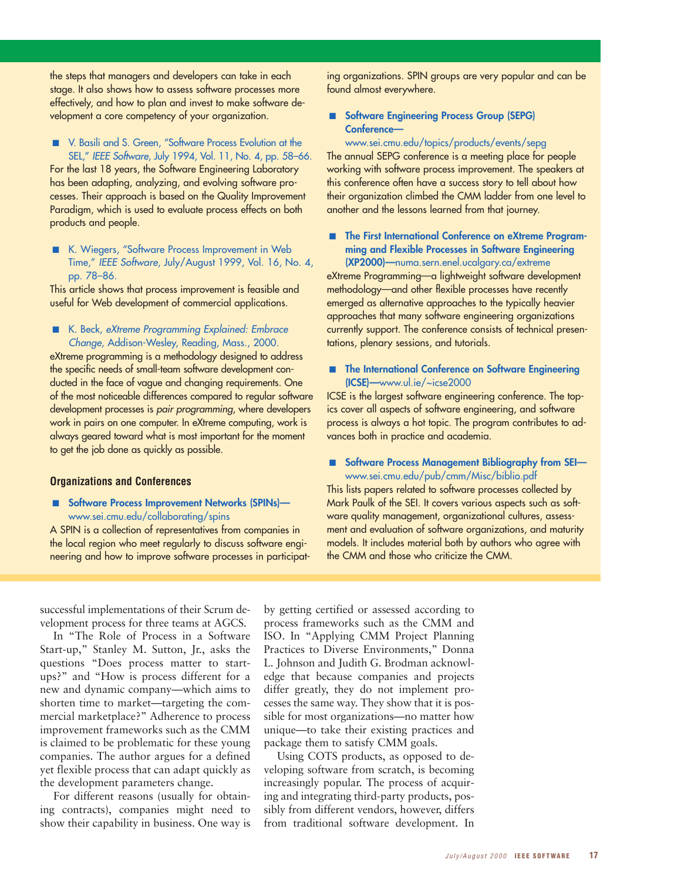the steps that managers and developers can take in each stage. It also shows how to assess software processes more effectively, and how to plan and invest to make software development a core competency of your organization.

- V. Basili and S. Green, "Software Process Evolution at the SEL," *IEEE Software*, July 1994, Vol. 11, No. 4, pp. 58–66.

For the last 18 years, the Software Engineering Laboratory has been adapting, analyzing, and evolving software processes. Their approach is based on the Quality Improvement Paradigm, which is used to evaluate process effects on both products and people.

- K. Wiegers, "Software Process Improvement in Web Time," *IEEE Software*, July/August 1999, Vol. 16, No. 4, pp. 78–86.

This article shows that process improvement is feasible and useful for Web development of commercial applications.

- K. Beck, *eXtreme Programming Explained: Embrace Change*, Addison-Wesley, Reading, Mass., 2000.

eXtreme programming is a methodology designed to address the specific needs of small-team software development conducted in the face of vague and changing requirements. One of the most noticeable differences compared to regular software development processes is *pair programming*, where developers work in pairs on one computer. In eXtreme computing, work is always geared toward what is most important for the moment to get the job done as quickly as possible.

#### Organizations and Conferences

- **Software Process Improvement Networks (SPINs)—** www.sei.cmu.edu/collaborating/spins

A SPIN is a collection of representatives from companies in the local region who meet regularly to discuss software engineering and how to improve software processes in participating organizations. SPIN groups are very popular and can be found almost everywhere.

- **Software Engineering Process Group (SEPG) Conference—** www.sei.cmu.edu/topics/products/events/sepg

The annual SEPG conference is a meeting place for people working with software process improvement. The speakers at this conference often have a success story to tell about how their organization climbed the CMM ladder from one level to another and the lessons learned from that journey.

- **The First International Conference on eXtreme Programming and Flexible Processes in Software Engineering (XP2000)—**numa.sern.enel.ucalgary.ca/extreme

eXtreme Programming—a lightweight software development methodology—and other flexible processes have recently emerged as alternative approaches to the typically heavier approaches that many software engineering organizations currently support. The conference consists of technical presentations, plenary sessions, and tutorials.

- **The International Conference on Software Engineering (ICSE)—**www.ul.ie/~icse2000

ICSE is the largest software engineering conference. The topics cover all aspects of software engineering, and software process is always a hot topic. The program contributes to advances both in practice and academia.

- **Software Process Management Bibliography from SEI—** www.sei.cmu.edu/pub/cmm/Misc/biblio.pdf

This lists papers related to software processes collected by Mark Paulk of the SEI. It covers various aspects such as software quality management, organizational cultures, assessment and evaluation of software organizations, and maturity models. It includes material both by authors who agree with the CMM and those who criticize the CMM.

successful implementations of their Scrum development process for three teams at AGCS.

In "The Role of Process in a Software Start-up," Stanley M. Sutton, Jr., asks the questions "Does process matter to startups?" and "How is process different for a new and dynamic company—which aims to shorten time to market—targeting the commercial marketplace?" Adherence to process improvement frameworks such as the CMM is claimed to be problematic for these young companies. The author argues for a defined yet flexible process that can adapt quickly as the development parameters change.

For different reasons (usually for obtaining contracts), companies might need to show their capability in business. One way is by getting certified or assessed according to process frameworks such as the CMM and ISO. In "Applying CMM Project Planning Practices to Diverse Environments," Donna L. Johnson and Judith G. Brodman acknowledge that because companies and projects differ greatly, they do not implement processes the same way. They show that it is possible for most organizations—no matter how unique—to take their existing practices and package them to satisfy CMM goals.

Using COTS products, as opposed to developing software from scratch, is becoming increasingly popular. The process of acquiring and integrating third-party products, possibly from different vendors, however, differs from traditional software development. In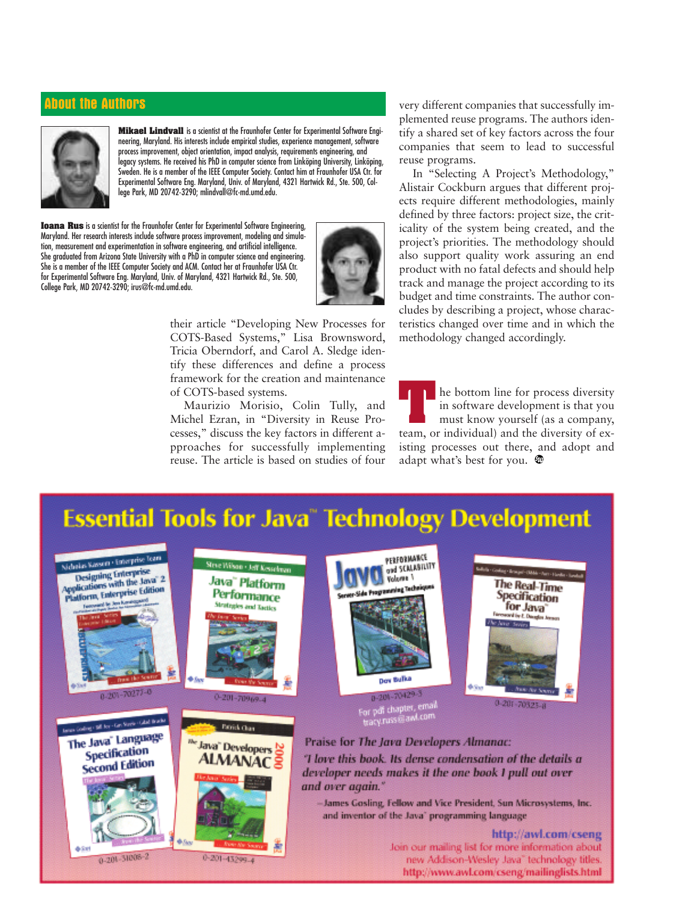## About the Authors

**Mikael Lindvall** is a scientist at the Fraunhofer Center for Experimental Software Engineering, Maryland. His interests include empirical studies, experience management, software process improvement, object orientation, impact analysis, requirements engineering, and legacy systems. He received his PhD in computer science from Linköping University, Linköping, Sweden. He is a member of the IEEE Computer Society. Contact him at Fraunhofer USA Ctr. for Experimental Software Eng. Maryland, Univ. of Maryland, 4321 Hartwick Rd., Ste. 500, College Park, MD 20742-3290; mlindvall@fc-md.umd.edu.

**Ioana Rus** is a scientist for the Fraunhofer Center for Experimental Software Engineering, Maryland. Her research interests include software process improvement, modeling and simulation, measurement and experimentation in software engineering, and artificial intelligence. She graduated from Arizona State University with a PhD in computer science and engineering. She is a member of the IEEE Computer Society and ACM. Contact her at Fraunhofer USA Ctr. for Experimental Software Eng. Maryland, Univ. of Maryland, 4321 Hartwick Rd., Ste. 500, College Park, MD 20742-3290; irus@fc-md.umd.edu.

their article "Developing New Processes for COTS-Based Systems," Lisa Brownsword, Tricia Oberndorf, and Carol A. Sledge identify these differences and define a process framework for the creation and maintenance of COTS-based systems.

Maurizio Morisio, Colin Tully, and Michel Ezran, in "Diversity in Reuse Processes," discuss the key factors in different approaches for successfully implementing reuse. The article is based on studies of four very different companies that successfully implemented reuse programs. The authors identify a shared set of key factors across the four companies that seem to lead to successful reuse programs.

In "Selecting A Project's Methodology," Alistair Cockburn argues that different projects require different methodologies, mainly defined by three factors: project size, the criticality of the system being created, and the project's priorities. The methodology should also support quality work assuring an end product with no fatal defects and should help track and manage the project according to its budget and time constraints. The author concludes by describing a project, whose characteristics changed over time and in which the methodology changed accordingly.

The bottom line for process diversity in software development is that you must know yourself (as a company, team, or individual) and the diversity of existing processes out there, and adopt and adapt what's best for you.